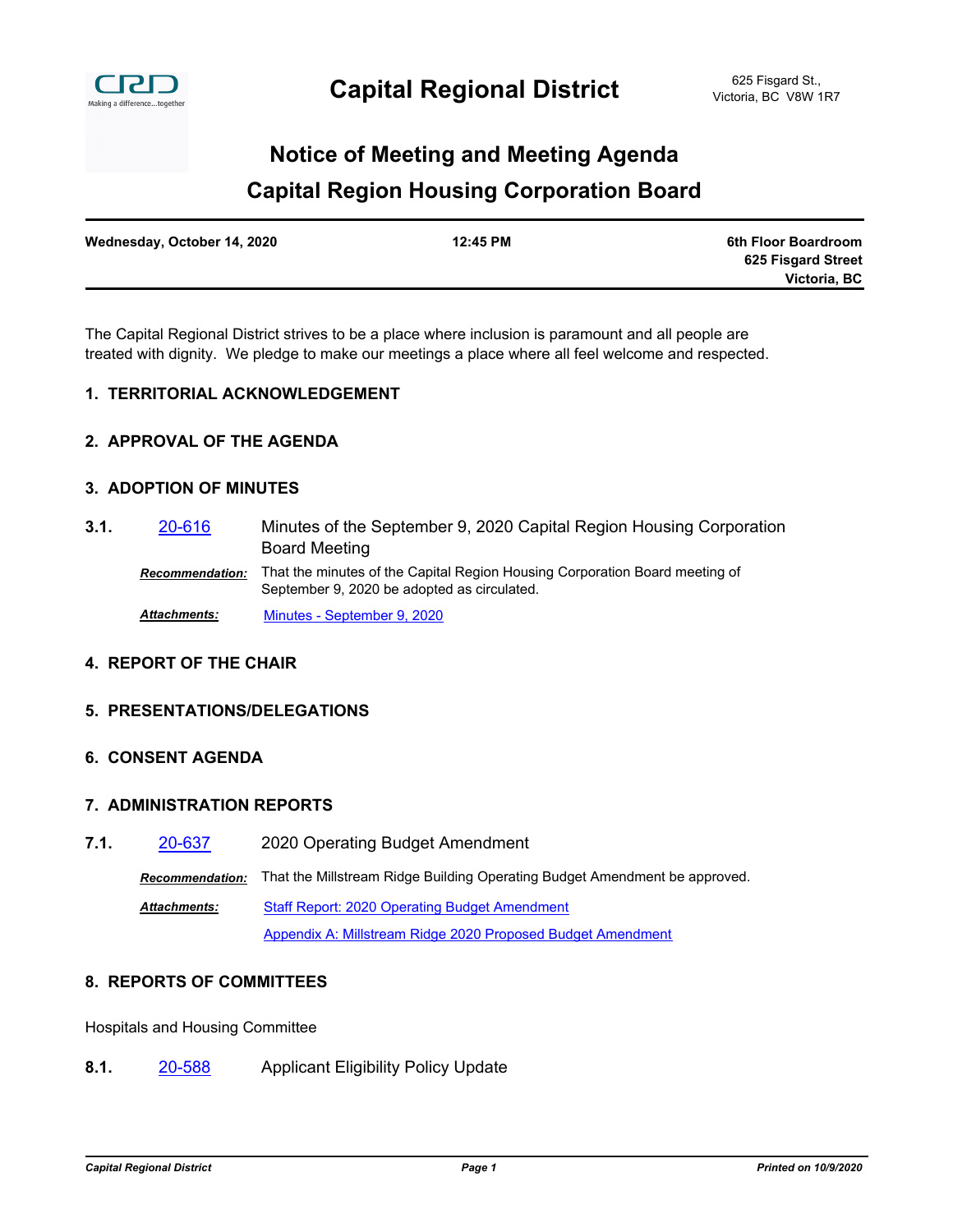# Capital Regional District

625 Fisgard St.,
Victoria, BC V8W 1R7

## Notice of Meeting and Meeting Agenda

## Capital Region Housing Corporation Board

| Wednesday, October 14, 2020 | 12:45 PM | 6th Floor Boardroom<br>625 Fisgard Street<br>Victoria, BC |
|---|---|---|

The Capital Regional District strives to be a place where inclusion is paramount and all people are treated with dignity. We pledge to make our meetings a place where all feel welcome and respected.

### 1. TERRITORIAL ACKNOWLEDGEMENT

### 2. APPROVAL OF THE AGENDA

### 3. ADOPTION OF MINUTES

**3.1.** 20-616 Minutes of the September 9, 2020 Capital Region Housing Corporation Board Meeting

***Recommendation:*** That the minutes of the Capital Region Housing Corporation Board meeting of September 9, 2020 be adopted as circulated.

***Attachments:*** Minutes - September 9, 2020

### 4. REPORT OF THE CHAIR

### 5. PRESENTATIONS/DELEGATIONS

### 6. CONSENT AGENDA

### 7. ADMINISTRATION REPORTS

**7.1.** 20-637 2020 Operating Budget Amendment

***Recommendation:*** That the Millstream Ridge Building Operating Budget Amendment be approved.

***Attachments:*** Staff Report: 2020 Operating Budget Amendment
Appendix A: Millstream Ridge 2020 Proposed Budget Amendment

### 8. REPORTS OF COMMITTEES

Hospitals and Housing Committee

**8.1.** 20-588 Applicant Eligibility Policy Update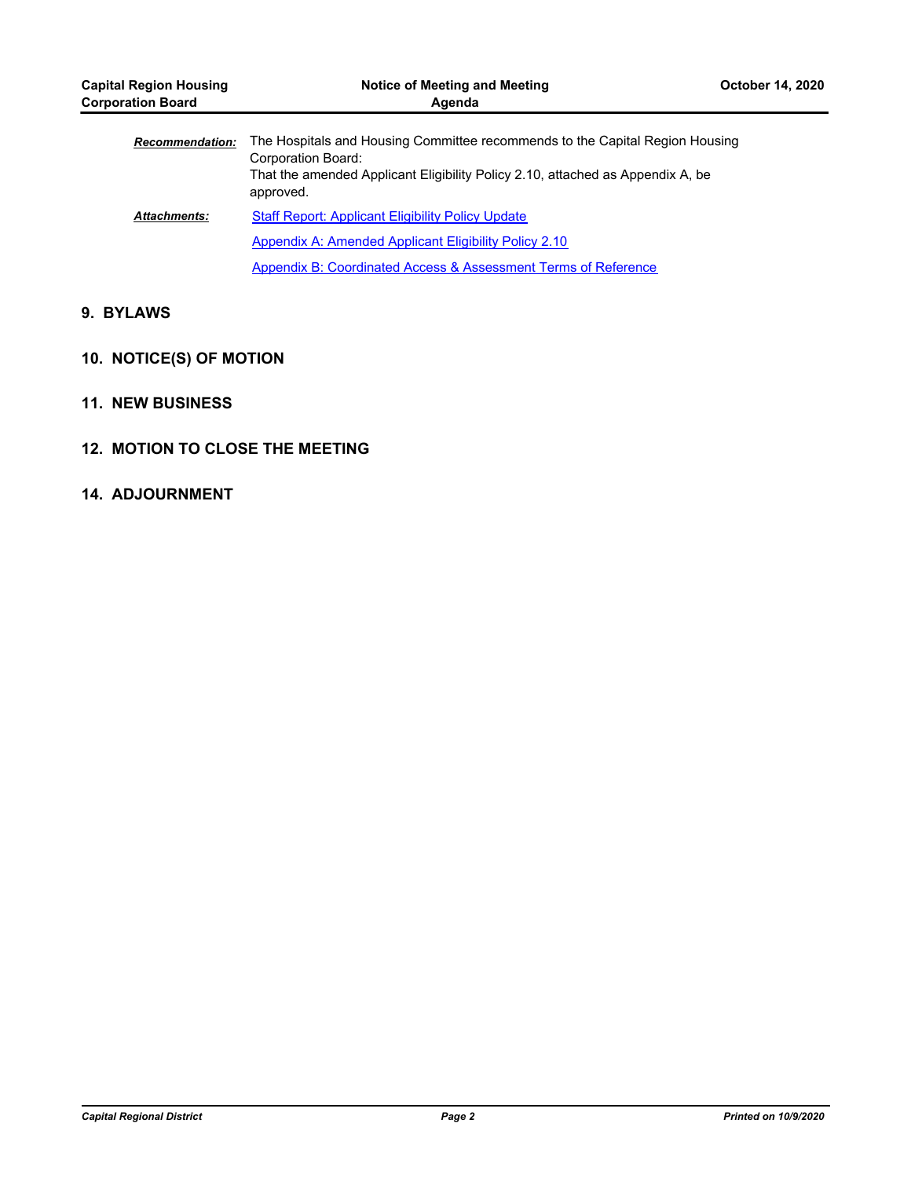***Recommendation:*** The Hospitals and Housing Committee recommends to the Capital Region Housing Corporation Board:
That the amended Applicant Eligibility Policy 2.10, attached as Appendix A, be approved.

***Attachments:*** Staff Report: Applicant Eligibility Policy Update

Appendix A: Amended Applicant Eligibility Policy 2.10

Appendix B: Coordinated Access & Assessment Terms of Reference

## 9. BYLAWS

## 10. NOTICE(S) OF MOTION

## 11. NEW BUSINESS

## 12. MOTION TO CLOSE THE MEETING

## 14. ADJOURNMENT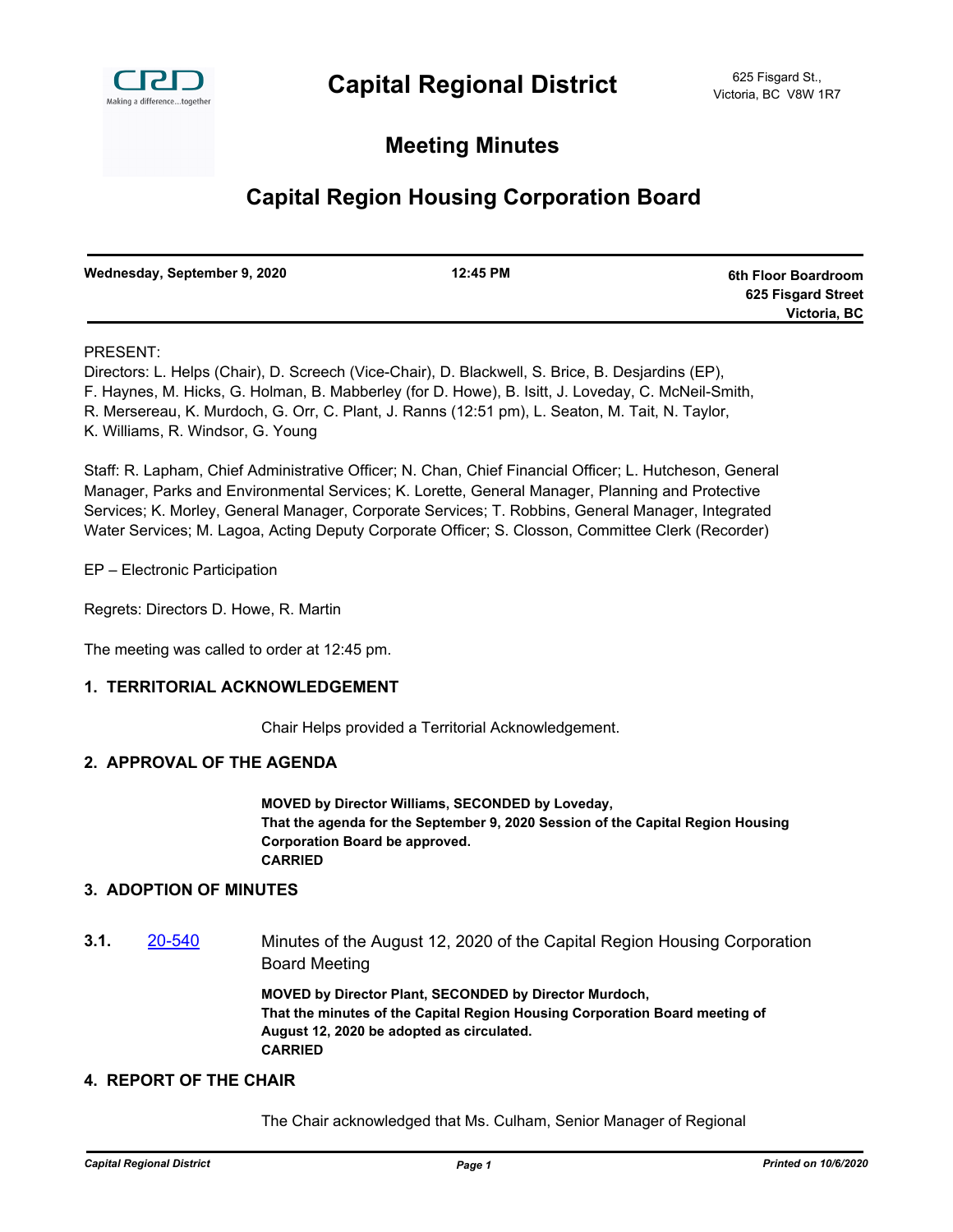# Capital Regional District

625 Fisgard St.,
Victoria, BC V8W 1R7

## Meeting Minutes

## Capital Region Housing Corporation Board

| Wednesday, September 9, 2020 | 12:45 PM | 6th Floor Boardroom<br>625 Fisgard Street<br>Victoria, BC |
|---|---|---|

PRESENT:

Directors: L. Helps (Chair), D. Screech (Vice-Chair), D. Blackwell, S. Brice, B. Desjardins (EP), F. Haynes, M. Hicks, G. Holman, B. Mabberley (for D. Howe), B. Isitt, J. Loveday, C. McNeil-Smith, R. Mersereau, K. Murdoch, G. Orr, C. Plant, J. Ranns (12:51 pm), L. Seaton, M. Tait, N. Taylor, K. Williams, R. Windsor, G. Young

Staff: R. Lapham, Chief Administrative Officer; N. Chan, Chief Financial Officer; L. Hutcheson, General Manager, Parks and Environmental Services; K. Lorette, General Manager, Planning and Protective Services; K. Morley, General Manager, Corporate Services; T. Robbins, General Manager, Integrated Water Services; M. Lagoa, Acting Deputy Corporate Officer; S. Closson, Committee Clerk (Recorder)

EP – Electronic Participation

Regrets: Directors D. Howe, R. Martin

The meeting was called to order at 12:45 pm.

### 1. TERRITORIAL ACKNOWLEDGEMENT

Chair Helps provided a Territorial Acknowledgement.

### 2. APPROVAL OF THE AGENDA

**MOVED by Director Williams, SECONDED by Loveday,**
**That the agenda for the September 9, 2020 Session of the Capital Region Housing Corporation Board be approved.**
**CARRIED**

### 3. ADOPTION OF MINUTES

**3.1.** 20-540 Minutes of the August 12, 2020 of the Capital Region Housing Corporation Board Meeting

**MOVED by Director Plant, SECONDED by Director Murdoch,**
**That the minutes of the Capital Region Housing Corporation Board meeting of August 12, 2020 be adopted as circulated.**
**CARRIED**

### 4. REPORT OF THE CHAIR

The Chair acknowledged that Ms. Culham, Senior Manager of Regional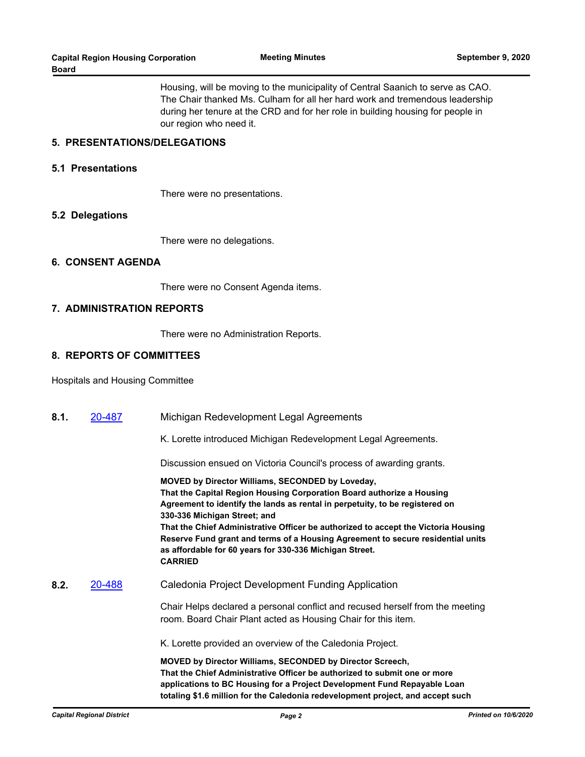Housing, will be moving to the municipality of Central Saanich to serve as CAO. The Chair thanked Ms. Culham for all her hard work and tremendous leadership during her tenure at the CRD and for her role in building housing for people in our region who need it.

## 5. PRESENTATIONS/DELEGATIONS

### 5.1 Presentations

There were no presentations.

### 5.2 Delegations

There were no delegations.

## 6. CONSENT AGENDA

There were no Consent Agenda items.

## 7. ADMINISTRATION REPORTS

There were no Administration Reports.

## 8. REPORTS OF COMMITTEES

Hospitals and Housing Committee

**8.1.** [20-487](20-487) Michigan Redevelopment Legal Agreements

K. Lorette introduced Michigan Redevelopment Legal Agreements.

Discussion ensued on Victoria Council's process of awarding grants.

**MOVED by Director Williams, SECONDED by Loveday,**
**That the Capital Region Housing Corporation Board authorize a Housing Agreement to identify the lands as rental in perpetuity, to be registered on 330-336 Michigan Street; and**
**That the Chief Administrative Officer be authorized to accept the Victoria Housing Reserve Fund grant and terms of a Housing Agreement to secure residential units as affordable for 60 years for 330-336 Michigan Street.**
**CARRIED**

**8.2.** [20-488](20-488) Caledonia Project Development Funding Application

Chair Helps declared a personal conflict and recused herself from the meeting room. Board Chair Plant acted as Housing Chair for this item.

K. Lorette provided an overview of the Caledonia Project.

**MOVED by Director Williams, SECONDED by Director Screech,**
**That the Chief Administrative Officer be authorized to submit one or more applications to BC Housing for a Project Development Fund Repayable Loan totaling $1.6 million for the Caledonia redevelopment project, and accept such**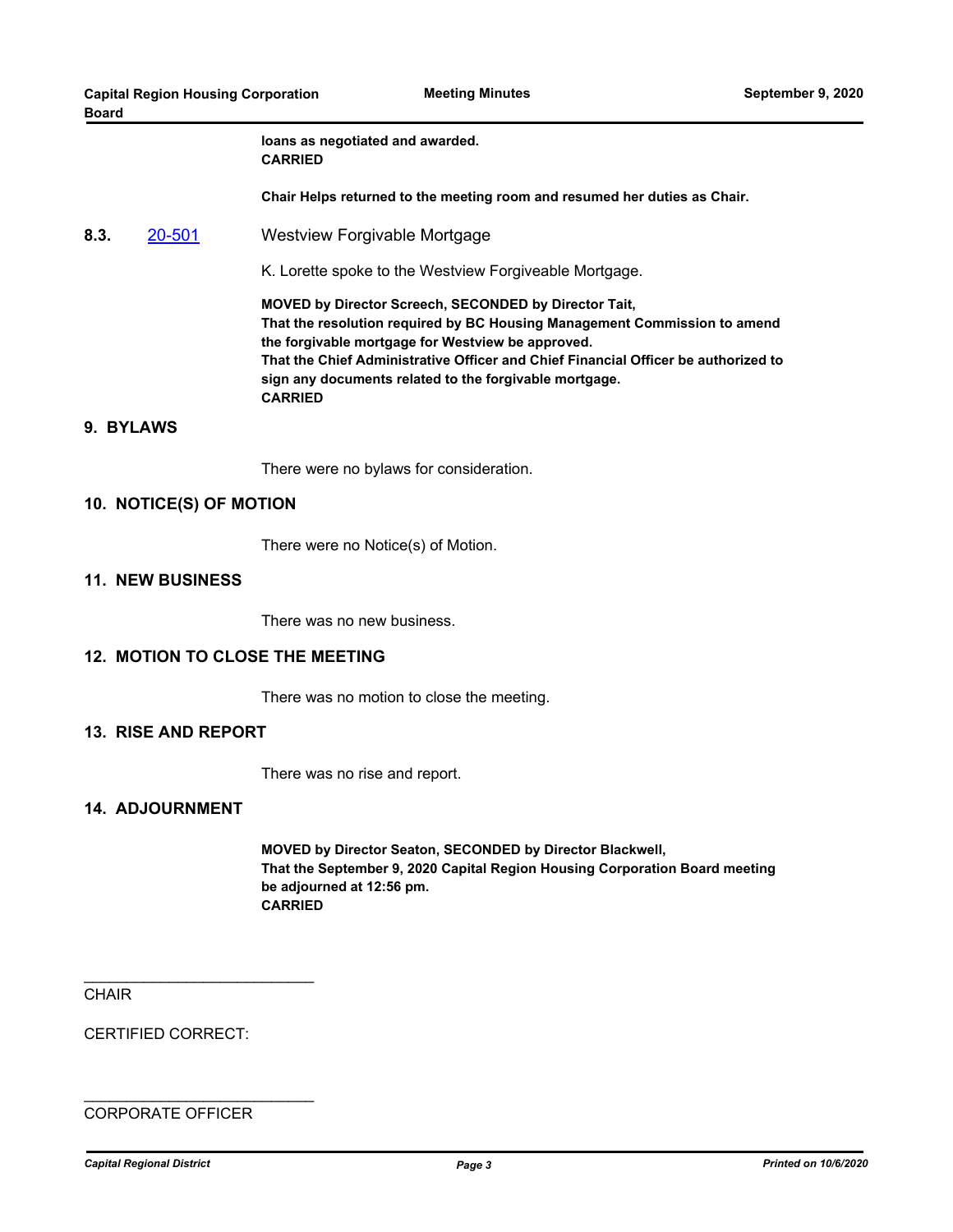**loans as negotiated and awarded.**
**CARRIED**

**Chair Helps returned to the meeting room and resumed her duties as Chair.**

**8.3.** 20-501 Westview Forgivable Mortgage

K. Lorette spoke to the Westview Forgiveable Mortgage.

**MOVED by Director Screech, SECONDED by Director Tait,**
**That the resolution required by BC Housing Management Commission to amend the forgivable mortgage for Westview be approved.**
**That the Chief Administrative Officer and Chief Financial Officer be authorized to sign any documents related to the forgivable mortgage.**
**CARRIED**

## 9. BYLAWS

There were no bylaws for consideration.

## 10. NOTICE(S) OF MOTION

There were no Notice(s) of Motion.

## 11. NEW BUSINESS

There was no new business.

## 12. MOTION TO CLOSE THE MEETING

There was no motion to close the meeting.

## 13. RISE AND REPORT

There was no rise and report.

## 14. ADJOURNMENT

**MOVED by Director Seaton, SECONDED by Director Blackwell,**
**That the September 9, 2020 Capital Region Housing Corporation Board meeting be adjourned at 12:56 pm.**
**CARRIED**

___________________________
CHAIR

CERTIFIED CORRECT:

___________________________
CORPORATE OFFICER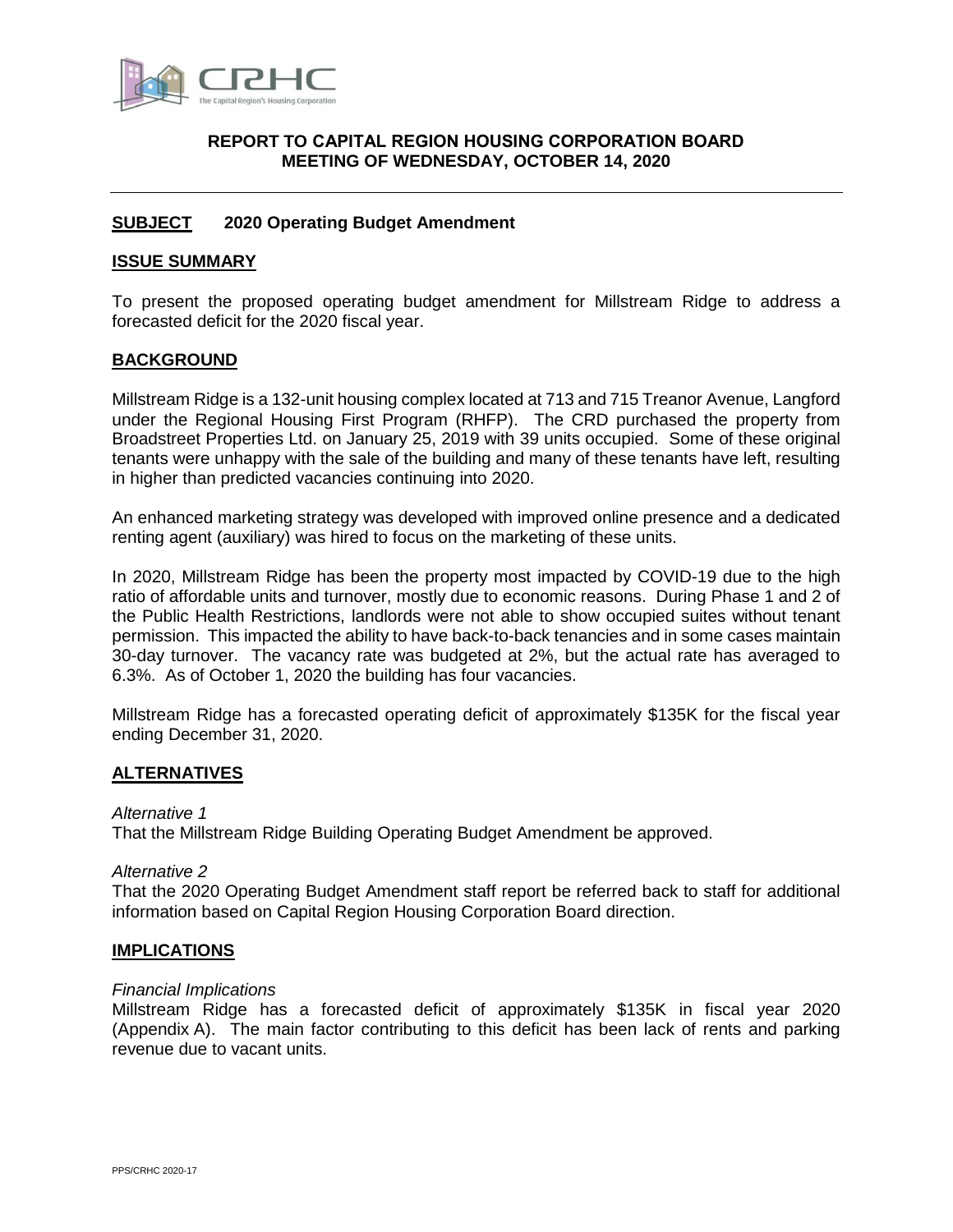**REPORT TO CAPITAL REGION HOUSING CORPORATION BOARD**
**MEETING OF WEDNESDAY, OCTOBER 14, 2020**

---

## SUBJECT 2020 Operating Budget Amendment

## ISSUE SUMMARY

To present the proposed operating budget amendment for Millstream Ridge to address a forecasted deficit for the 2020 fiscal year.

## BACKGROUND

Millstream Ridge is a 132-unit housing complex located at 713 and 715 Treanor Avenue, Langford under the Regional Housing First Program (RHFP). The CRD purchased the property from Broadstreet Properties Ltd. on January 25, 2019 with 39 units occupied. Some of these original tenants were unhappy with the sale of the building and many of these tenants have left, resulting in higher than predicted vacancies continuing into 2020.

An enhanced marketing strategy was developed with improved online presence and a dedicated renting agent (auxiliary) was hired to focus on the marketing of these units.

In 2020, Millstream Ridge has been the property most impacted by COVID-19 due to the high ratio of affordable units and turnover, mostly due to economic reasons. During Phase 1 and 2 of the Public Health Restrictions, landlords were not able to show occupied suites without tenant permission. This impacted the ability to have back-to-back tenancies and in some cases maintain 30-day turnover. The vacancy rate was budgeted at 2%, but the actual rate has averaged to 6.3%. As of October 1, 2020 the building has four vacancies.

Millstream Ridge has a forecasted operating deficit of approximately $135K for the fiscal year ending December 31, 2020.

## ALTERNATIVES

*Alternative 1*
That the Millstream Ridge Building Operating Budget Amendment be approved.

*Alternative 2*
That the 2020 Operating Budget Amendment staff report be referred back to staff for additional information based on Capital Region Housing Corporation Board direction.

## IMPLICATIONS

*Financial Implications*
Millstream Ridge has a forecasted deficit of approximately $135K in fiscal year 2020 (Appendix A). The main factor contributing to this deficit has been lack of rents and parking revenue due to vacant units.

PPS/CRHC 2020-17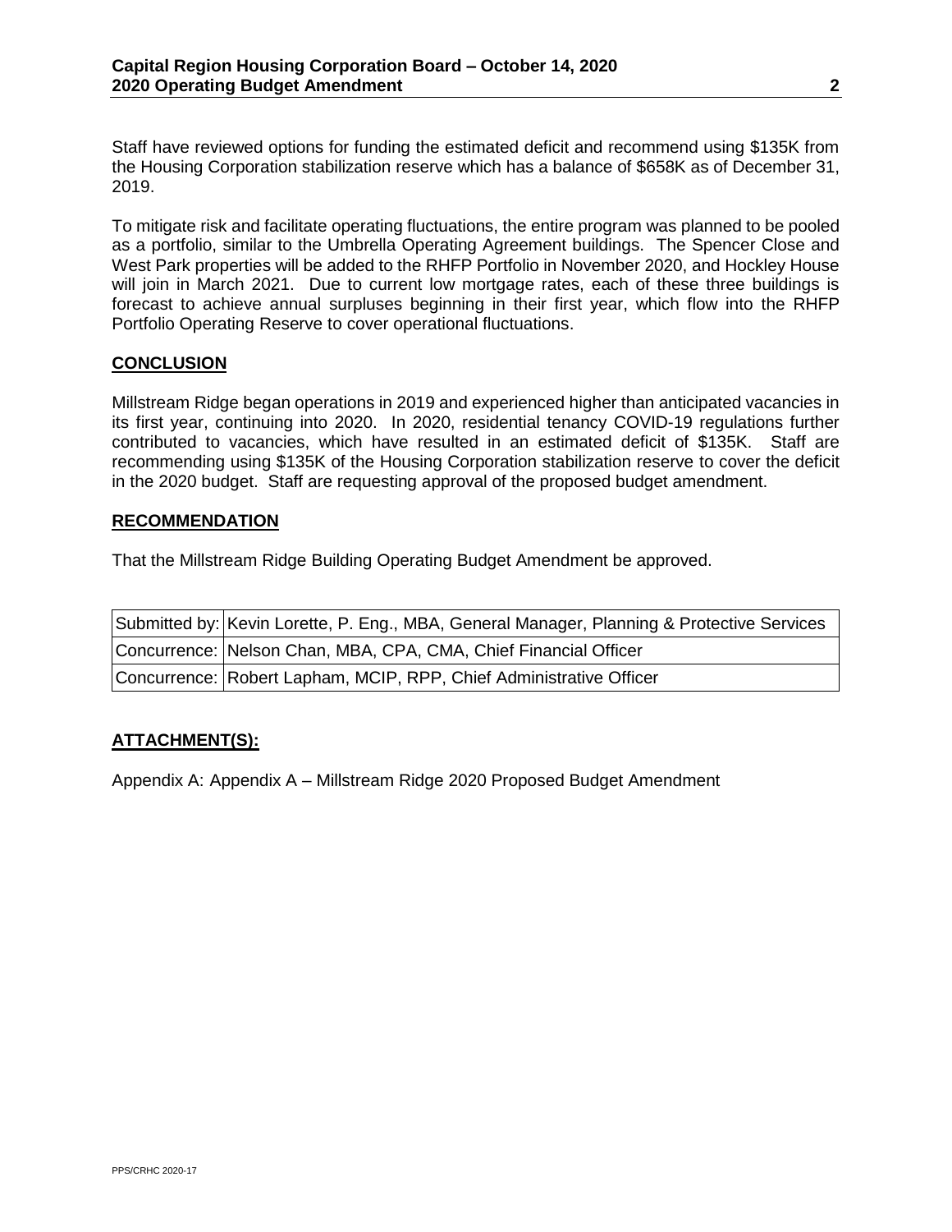Staff have reviewed options for funding the estimated deficit and recommend using $135K from the Housing Corporation stabilization reserve which has a balance of $658K as of December 31, 2019.

To mitigate risk and facilitate operating fluctuations, the entire program was planned to be pooled as a portfolio, similar to the Umbrella Operating Agreement buildings. The Spencer Close and West Park properties will be added to the RHFP Portfolio in November 2020, and Hockley House will join in March 2021. Due to current low mortgage rates, each of these three buildings is forecast to achieve annual surpluses beginning in their first year, which flow into the RHFP Portfolio Operating Reserve to cover operational fluctuations.

## CONCLUSION

Millstream Ridge began operations in 2019 and experienced higher than anticipated vacancies in its first year, continuing into 2020. In 2020, residential tenancy COVID-19 regulations further contributed to vacancies, which have resulted in an estimated deficit of $135K. Staff are recommending using $135K of the Housing Corporation stabilization reserve to cover the deficit in the 2020 budget. Staff are requesting approval of the proposed budget amendment.

## RECOMMENDATION

That the Millstream Ridge Building Operating Budget Amendment be approved.

| | |
|---|---|
| Submitted by: | Kevin Lorette, P. Eng., MBA, General Manager, Planning & Protective Services |
| Concurrence: | Nelson Chan, MBA, CPA, CMA, Chief Financial Officer |
| Concurrence: | Robert Lapham, MCIP, RPP, Chief Administrative Officer |

## ATTACHMENT(S):

Appendix A: Appendix A – Millstream Ridge 2020 Proposed Budget Amendment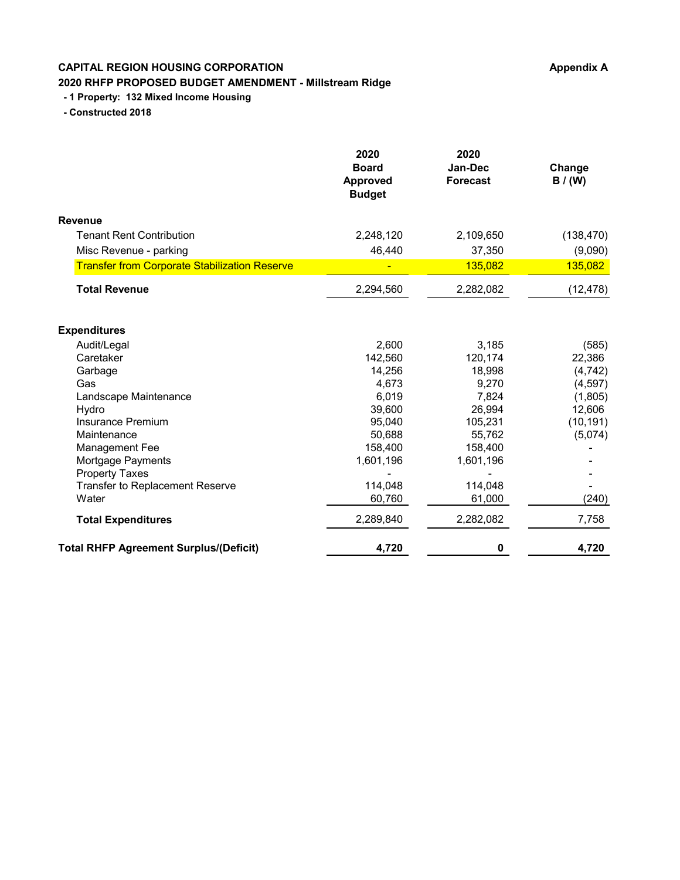**CAPITAL REGION HOUSING CORPORATION** **Appendix A**

**2020 RHFP PROPOSED BUDGET AMENDMENT - Millstream Ridge**

**- 1 Property: 132 Mixed Income Housing**

**- Constructed 2018**

| | 2020 Board Approved Budget | 2020 Jan-Dec Forecast | Change B / (W) |
|---|---|---|---|
| **Revenue** | | | |
| Tenant Rent Contribution | 2,248,120 | 2,109,650 | (138,470) |
| Misc Revenue - parking | 46,440 | 37,350 | (9,090) |
| Transfer from Corporate Stabilization Reserve | - | 135,082 | 135,082 |
| **Total Revenue** | 2,294,560 | 2,282,082 | (12,478) |
| **Expenditures** | | | |
| Audit/Legal | 2,600 | 3,185 | (585) |
| Caretaker | 142,560 | 120,174 | 22,386 |
| Garbage | 14,256 | 18,998 | (4,742) |
| Gas | 4,673 | 9,270 | (4,597) |
| Landscape Maintenance | 6,019 | 7,824 | (1,805) |
| Hydro | 39,600 | 26,994 | 12,606 |
| Insurance Premium | 95,040 | 105,231 | (10,191) |
| Maintenance | 50,688 | 55,762 | (5,074) |
| Management Fee | 158,400 | 158,400 | - |
| Mortgage Payments | 1,601,196 | 1,601,196 | - |
| Property Taxes | - | - | - |
| Transfer to Replacement Reserve | 114,048 | 114,048 | - |
| Water | 60,760 | 61,000 | (240) |
| **Total Expenditures** | 2,289,840 | 2,282,082 | 7,758 |
| **Total RHFP Agreement Surplus/(Deficit)** | **4,720** | **0** | **4,720** |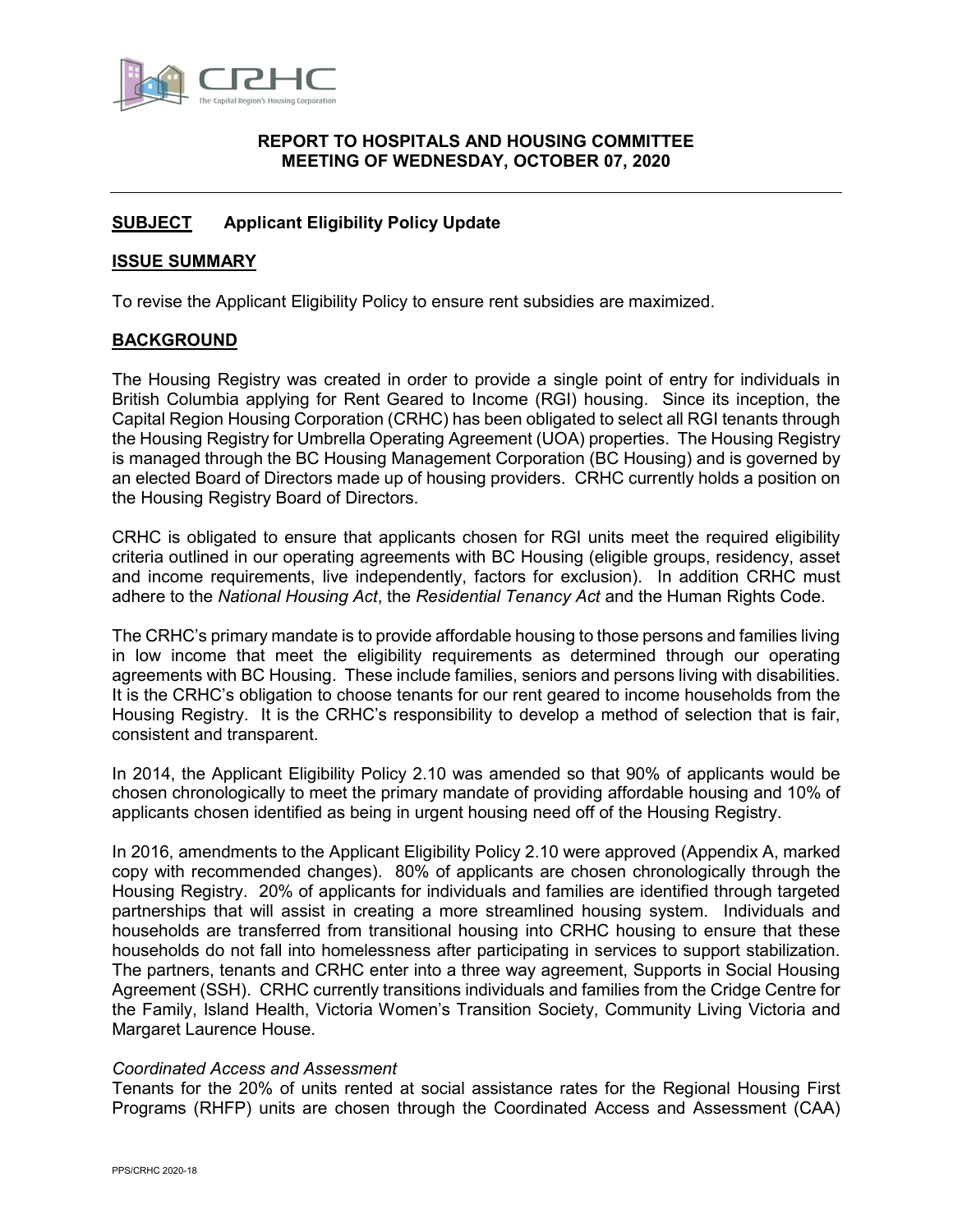**REPORT TO HOSPITALS AND HOUSING COMMITTEE**
**MEETING OF WEDNESDAY, OCTOBER 07, 2020**

---

**SUBJECT** **Applicant Eligibility Policy Update**

## ISSUE SUMMARY

To revise the Applicant Eligibility Policy to ensure rent subsidies are maximized.

## BACKGROUND

The Housing Registry was created in order to provide a single point of entry for individuals in British Columbia applying for Rent Geared to Income (RGI) housing. Since its inception, the Capital Region Housing Corporation (CRHC) has been obligated to select all RGI tenants through the Housing Registry for Umbrella Operating Agreement (UOA) properties. The Housing Registry is managed through the BC Housing Management Corporation (BC Housing) and is governed by an elected Board of Directors made up of housing providers. CRHC currently holds a position on the Housing Registry Board of Directors.

CRHC is obligated to ensure that applicants chosen for RGI units meet the required eligibility criteria outlined in our operating agreements with BC Housing (eligible groups, residency, asset and income requirements, live independently, factors for exclusion). In addition CRHC must adhere to the *National Housing Act*, the *Residential Tenancy Act* and the Human Rights Code.

The CRHC's primary mandate is to provide affordable housing to those persons and families living in low income that meet the eligibility requirements as determined through our operating agreements with BC Housing. These include families, seniors and persons living with disabilities. It is the CRHC's obligation to choose tenants for our rent geared to income households from the Housing Registry. It is the CRHC's responsibility to develop a method of selection that is fair, consistent and transparent.

In 2014, the Applicant Eligibility Policy 2.10 was amended so that 90% of applicants would be chosen chronologically to meet the primary mandate of providing affordable housing and 10% of applicants chosen identified as being in urgent housing need off of the Housing Registry.

In 2016, amendments to the Applicant Eligibility Policy 2.10 were approved (Appendix A, marked copy with recommended changes). 80% of applicants are chosen chronologically through the Housing Registry. 20% of applicants for individuals and families are identified through targeted partnerships that will assist in creating a more streamlined housing system. Individuals and households are transferred from transitional housing into CRHC housing to ensure that these households do not fall into homelessness after participating in services to support stabilization. The partners, tenants and CRHC enter into a three way agreement, Supports in Social Housing Agreement (SSH). CRHC currently transitions individuals and families from the Cridge Centre for the Family, Island Health, Victoria Women's Transition Society, Community Living Victoria and Margaret Laurence House.

*Coordinated Access and Assessment*

Tenants for the 20% of units rented at social assistance rates for the Regional Housing First Programs (RHFP) units are chosen through the Coordinated Access and Assessment (CAA)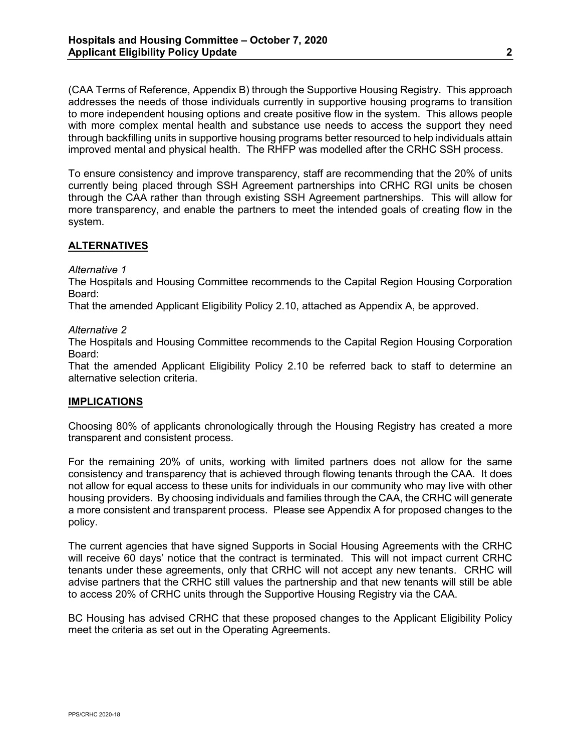(CAA Terms of Reference, Appendix B) through the Supportive Housing Registry. This approach addresses the needs of those individuals currently in supportive housing programs to transition to more independent housing options and create positive flow in the system. This allows people with more complex mental health and substance use needs to access the support they need through backfilling units in supportive housing programs better resourced to help individuals attain improved mental and physical health. The RHFP was modelled after the CRHC SSH process.

To ensure consistency and improve transparency, staff are recommending that the 20% of units currently being placed through SSH Agreement partnerships into CRHC RGI units be chosen through the CAA rather than through existing SSH Agreement partnerships. This will allow for more transparency, and enable the partners to meet the intended goals of creating flow in the system.

## ALTERNATIVES

*Alternative 1*

The Hospitals and Housing Committee recommends to the Capital Region Housing Corporation Board:

That the amended Applicant Eligibility Policy 2.10, attached as Appendix A, be approved.

*Alternative 2*

The Hospitals and Housing Committee recommends to the Capital Region Housing Corporation Board:

That the amended Applicant Eligibility Policy 2.10 be referred back to staff to determine an alternative selection criteria.

## IMPLICATIONS

Choosing 80% of applicants chronologically through the Housing Registry has created a more transparent and consistent process.

For the remaining 20% of units, working with limited partners does not allow for the same consistency and transparency that is achieved through flowing tenants through the CAA. It does not allow for equal access to these units for individuals in our community who may live with other housing providers. By choosing individuals and families through the CAA, the CRHC will generate a more consistent and transparent process. Please see Appendix A for proposed changes to the policy.

The current agencies that have signed Supports in Social Housing Agreements with the CRHC will receive 60 days' notice that the contract is terminated. This will not impact current CRHC tenants under these agreements, only that CRHC will not accept any new tenants. CRHC will advise partners that the CRHC still values the partnership and that new tenants will still be able to access 20% of CRHC units through the Supportive Housing Registry via the CAA.

BC Housing has advised CRHC that these proposed changes to the Applicant Eligibility Policy meet the criteria as set out in the Operating Agreements.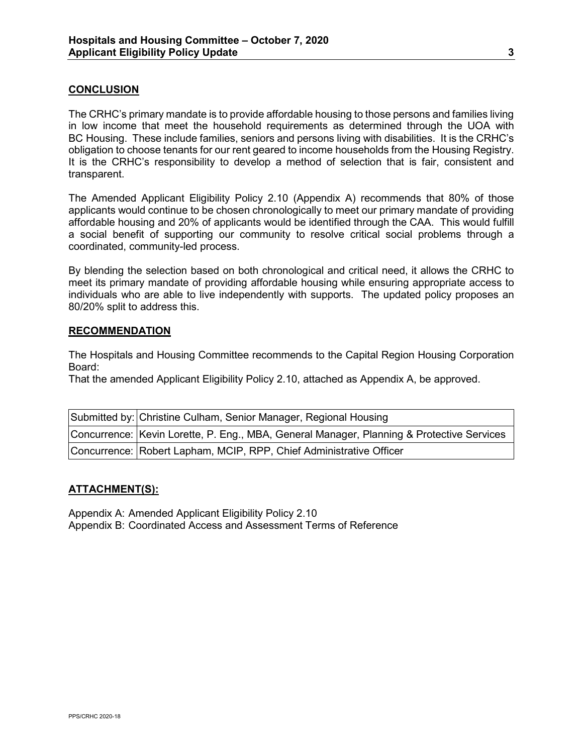## CONCLUSION

The CRHC's primary mandate is to provide affordable housing to those persons and families living in low income that meet the household requirements as determined through the UOA with BC Housing. These include families, seniors and persons living with disabilities. It is the CRHC's obligation to choose tenants for our rent geared to income households from the Housing Registry. It is the CRHC's responsibility to develop a method of selection that is fair, consistent and transparent.

The Amended Applicant Eligibility Policy 2.10 (Appendix A) recommends that 80% of those applicants would continue to be chosen chronologically to meet our primary mandate of providing affordable housing and 20% of applicants would be identified through the CAA. This would fulfill a social benefit of supporting our community to resolve critical social problems through a coordinated, community-led process.

By blending the selection based on both chronological and critical need, it allows the CRHC to meet its primary mandate of providing affordable housing while ensuring appropriate access to individuals who are able to live independently with supports. The updated policy proposes an 80/20% split to address this.

## RECOMMENDATION

The Hospitals and Housing Committee recommends to the Capital Region Housing Corporation Board:
That the amended Applicant Eligibility Policy 2.10, attached as Appendix A, be approved.

| | |
|---|---|
| Submitted by: | Christine Culham, Senior Manager, Regional Housing |
| Concurrence: | Kevin Lorette, P. Eng., MBA, General Manager, Planning & Protective Services |
| Concurrence: | Robert Lapham, MCIP, RPP, Chief Administrative Officer |

## ATTACHMENT(S):

Appendix A: Amended Applicant Eligibility Policy 2.10
Appendix B: Coordinated Access and Assessment Terms of Reference

PPS/CRHC 2020-18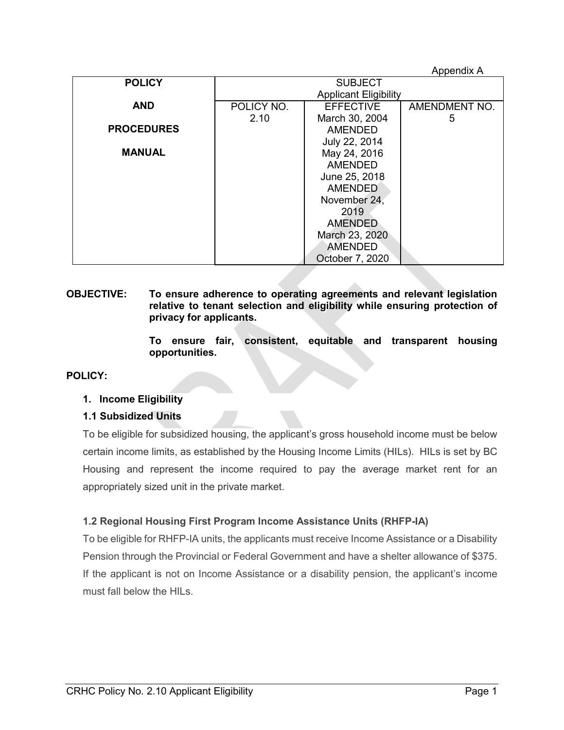Appendix A

| POLICY AND PROCEDURES MANUAL | SUBJECT Applicant Eligibility | | |
|---|---|---|---|
| | POLICY NO. 2.10 | EFFECTIVE March 30, 2004 AMENDED July 22, 2014 May 24, 2016 AMENDED June 25, 2018 AMENDED November 24, 2019 AMENDED March 23, 2020 AMENDED October 7, 2020 | AMENDMENT NO. 5 |

**OBJECTIVE:** **To ensure adherence to operating agreements and relevant legislation relative to tenant selection and eligibility while ensuring protection of privacy for applicants.**

**To ensure fair, consistent, equitable and transparent housing opportunities.**

**POLICY:**

**1. Income Eligibility**

**1.1 Subsidized Units**

To be eligible for subsidized housing, the applicant's gross household income must be below certain income limits, as established by the Housing Income Limits (HILs). HILs is set by BC Housing and represent the income required to pay the average market rent for an appropriately sized unit in the private market.

**1.2 Regional Housing First Program Income Assistance Units (RHFP-IA)**

To be eligible for RHFP-IA units, the applicants must receive Income Assistance or a Disability Pension through the Provincial or Federal Government and have a shelter allowance of $375. If the applicant is not on Income Assistance or a disability pension, the applicant's income must fall below the HILs.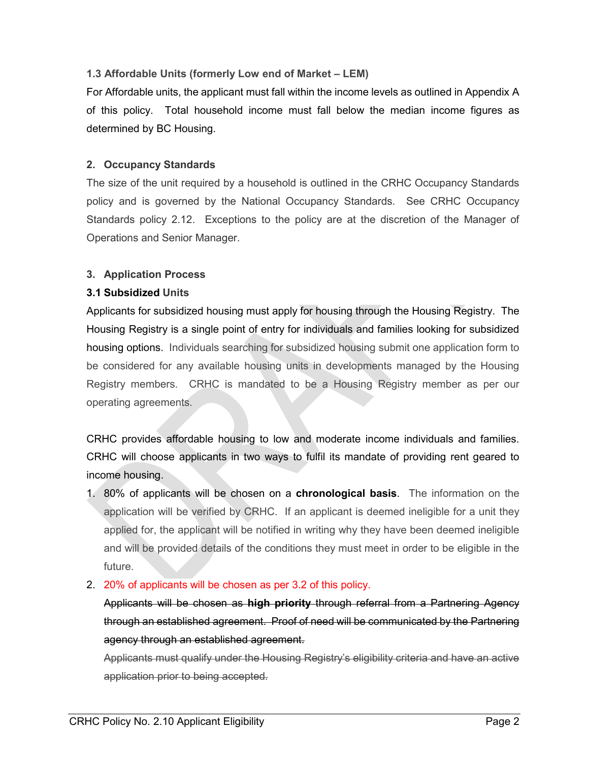### 1.3 Affordable Units (formerly Low end of Market – LEM)

For Affordable units, the applicant must fall within the income levels as outlined in Appendix A of this policy. Total household income must fall below the median income figures as determined by BC Housing.

### 2. Occupancy Standards

The size of the unit required by a household is outlined in the CRHC Occupancy Standards policy and is governed by the National Occupancy Standards. See CRHC Occupancy Standards policy 2.12. Exceptions to the policy are at the discretion of the Manager of Operations and Senior Manager.

### 3. Application Process

#### 3.1 Subsidized Units

Applicants for subsidized housing must apply for housing through the Housing Registry. The Housing Registry is a single point of entry for individuals and families looking for subsidized housing options. Individuals searching for subsidized housing submit one application form to be considered for any available housing units in developments managed by the Housing Registry members. CRHC is mandated to be a Housing Registry member as per our operating agreements.

CRHC provides affordable housing to low and moderate income individuals and families. CRHC will choose applicants in two ways to fulfil its mandate of providing rent geared to income housing.

1. 80% of applicants will be chosen on a **chronological basis**. The information on the application will be verified by CRHC. If an applicant is deemed ineligible for a unit they applied for, the applicant will be notified in writing why they have been deemed ineligible and will be provided details of the conditions they must meet in order to be eligible in the future.
2. 20% of applicants will be chosen as per 3.2 of this policy.

   ~~Applicants will be chosen as **high priority** through referral from a Partnering Agency through an established agreement. Proof of need will be communicated by the Partnering agency through an established agreement.~~

   ~~Applicants must qualify under the Housing Registry's eligibility criteria and have an active application prior to being accepted.~~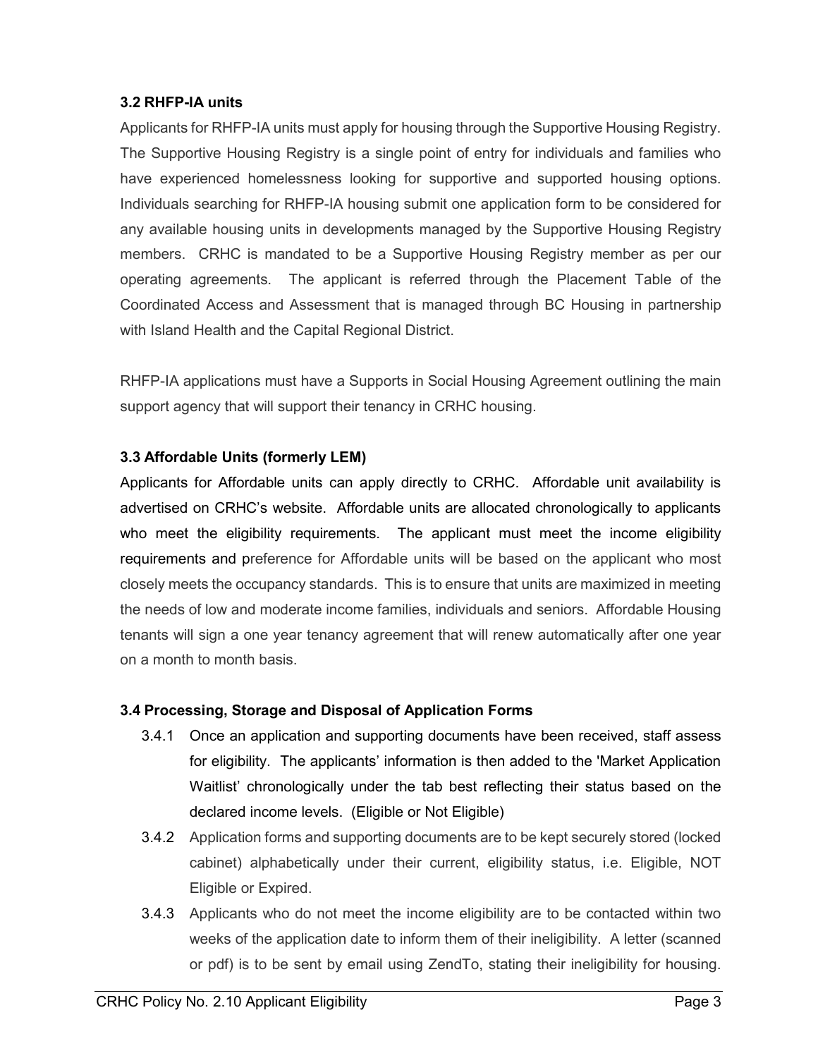### 3.2 RHFP-IA units

Applicants for RHFP-IA units must apply for housing through the Supportive Housing Registry. The Supportive Housing Registry is a single point of entry for individuals and families who have experienced homelessness looking for supportive and supported housing options. Individuals searching for RHFP-IA housing submit one application form to be considered for any available housing units in developments managed by the Supportive Housing Registry members. CRHC is mandated to be a Supportive Housing Registry member as per our operating agreements. The applicant is referred through the Placement Table of the Coordinated Access and Assessment that is managed through BC Housing in partnership with Island Health and the Capital Regional District.

RHFP-IA applications must have a Supports in Social Housing Agreement outlining the main support agency that will support their tenancy in CRHC housing.

### 3.3 Affordable Units (formerly LEM)

Applicants for Affordable units can apply directly to CRHC. Affordable unit availability is advertised on CRHC's website. Affordable units are allocated chronologically to applicants who meet the eligibility requirements. The applicant must meet the income eligibility requirements and preference for Affordable units will be based on the applicant who most closely meets the occupancy standards. This is to ensure that units are maximized in meeting the needs of low and moderate income families, individuals and seniors. Affordable Housing tenants will sign a one year tenancy agreement that will renew automatically after one year on a month to month basis.

### 3.4 Processing, Storage and Disposal of Application Forms

3.4.1 Once an application and supporting documents have been received, staff assess for eligibility. The applicants' information is then added to the 'Market Application Waitlist' chronologically under the tab best reflecting their status based on the declared income levels. (Eligible or Not Eligible)

3.4.2 Application forms and supporting documents are to be kept securely stored (locked cabinet) alphabetically under their current, eligibility status, i.e. Eligible, NOT Eligible or Expired.

3.4.3 Applicants who do not meet the income eligibility are to be contacted within two weeks of the application date to inform them of their ineligibility. A letter (scanned or pdf) is to be sent by email using ZendTo, stating their ineligibility for housing.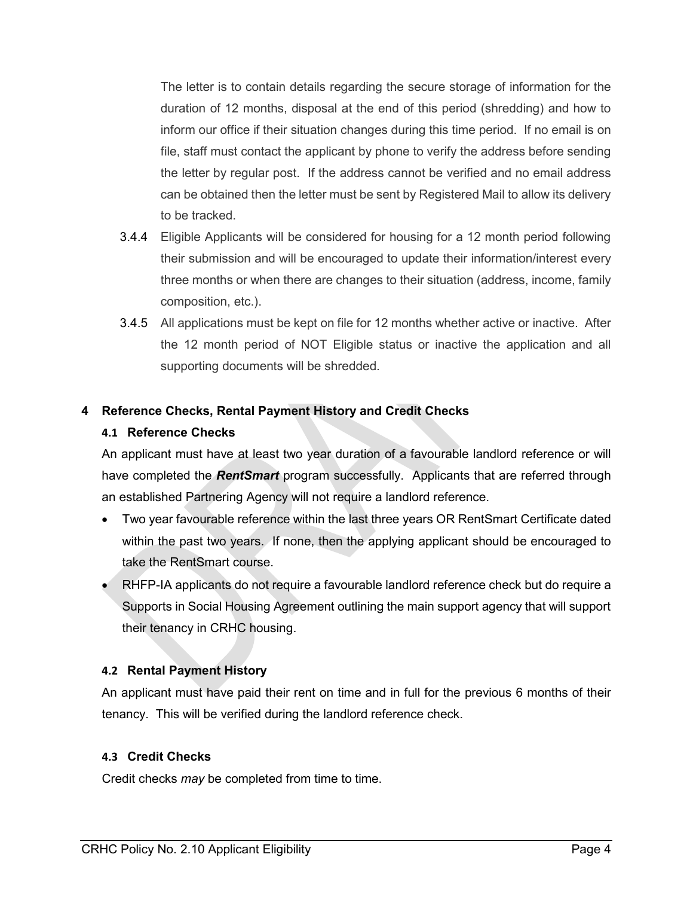The letter is to contain details regarding the secure storage of information for the duration of 12 months, disposal at the end of this period (shredding) and how to inform our office if their situation changes during this time period. If no email is on file, staff must contact the applicant by phone to verify the address before sending the letter by regular post. If the address cannot be verified and no email address can be obtained then the letter must be sent by Registered Mail to allow its delivery to be tracked.

3.4.4 Eligible Applicants will be considered for housing for a 12 month period following their submission and will be encouraged to update their information/interest every three months or when there are changes to their situation (address, income, family composition, etc.).

3.4.5 All applications must be kept on file for 12 months whether active or inactive. After the 12 month period of NOT Eligible status or inactive the application and all supporting documents will be shredded.

# 4 Reference Checks, Rental Payment History and Credit Checks

## 4.1 Reference Checks

An applicant must have at least two year duration of a favourable landlord reference or will have completed the ***RentSmart*** program successfully. Applicants that are referred through an established Partnering Agency will not require a landlord reference.

- Two year favourable reference within the last three years OR RentSmart Certificate dated within the past two years. If none, then the applying applicant should be encouraged to take the RentSmart course.
- RHFP-IA applicants do not require a favourable landlord reference check but do require a Supports in Social Housing Agreement outlining the main support agency that will support their tenancy in CRHC housing.

## 4.2 Rental Payment History

An applicant must have paid their rent on time and in full for the previous 6 months of their tenancy. This will be verified during the landlord reference check.

## 4.3 Credit Checks

Credit checks *may* be completed from time to time.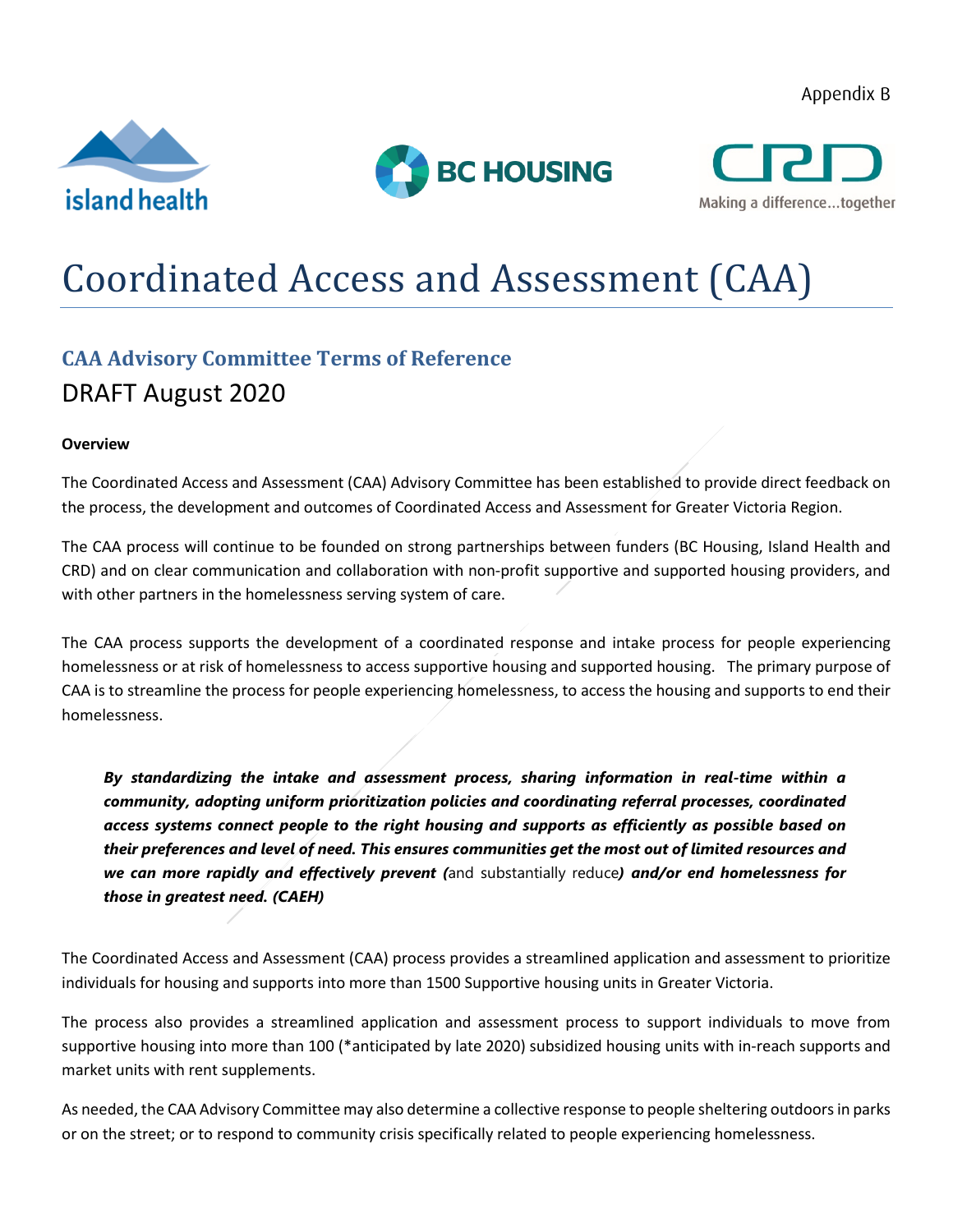Appendix B

# Coordinated Access and Assessment (CAA)

## CAA Advisory Committee Terms of Reference

DRAFT August 2020

**Overview**

The Coordinated Access and Assessment (CAA) Advisory Committee has been established to provide direct feedback on the process, the development and outcomes of Coordinated Access and Assessment for Greater Victoria Region.

The CAA process will continue to be founded on strong partnerships between funders (BC Housing, Island Health and CRD) and on clear communication and collaboration with non-profit supportive and supported housing providers, and with other partners in the homelessness serving system of care.

The CAA process supports the development of a coordinated response and intake process for people experiencing homelessness or at risk of homelessness to access supportive housing and supported housing. The primary purpose of CAA is to streamline the process for people experiencing homelessness, to access the housing and supports to end their homelessness.

> ***By standardizing the intake and assessment process, sharing information in real-time within a community, adopting uniform prioritization policies and coordinating referral processes, coordinated access systems connect people to the right housing and supports as efficiently as possible based on their preferences and level of need. This ensures communities get the most out of limited resources and we can more rapidly and effectively prevent (*** and substantially reduce ***) and/or end homelessness for those in greatest need. (CAEH)***

The Coordinated Access and Assessment (CAA) process provides a streamlined application and assessment to prioritize individuals for housing and supports into more than 1500 Supportive housing units in Greater Victoria.

The process also provides a streamlined application and assessment process to support individuals to move from supportive housing into more than 100 (*anticipated by late 2020) subsidized housing units with in-reach supports and market units with rent supplements.

As needed, the CAA Advisory Committee may also determine a collective response to people sheltering outdoors in parks or on the street; or to respond to community crisis specifically related to people experiencing homelessness.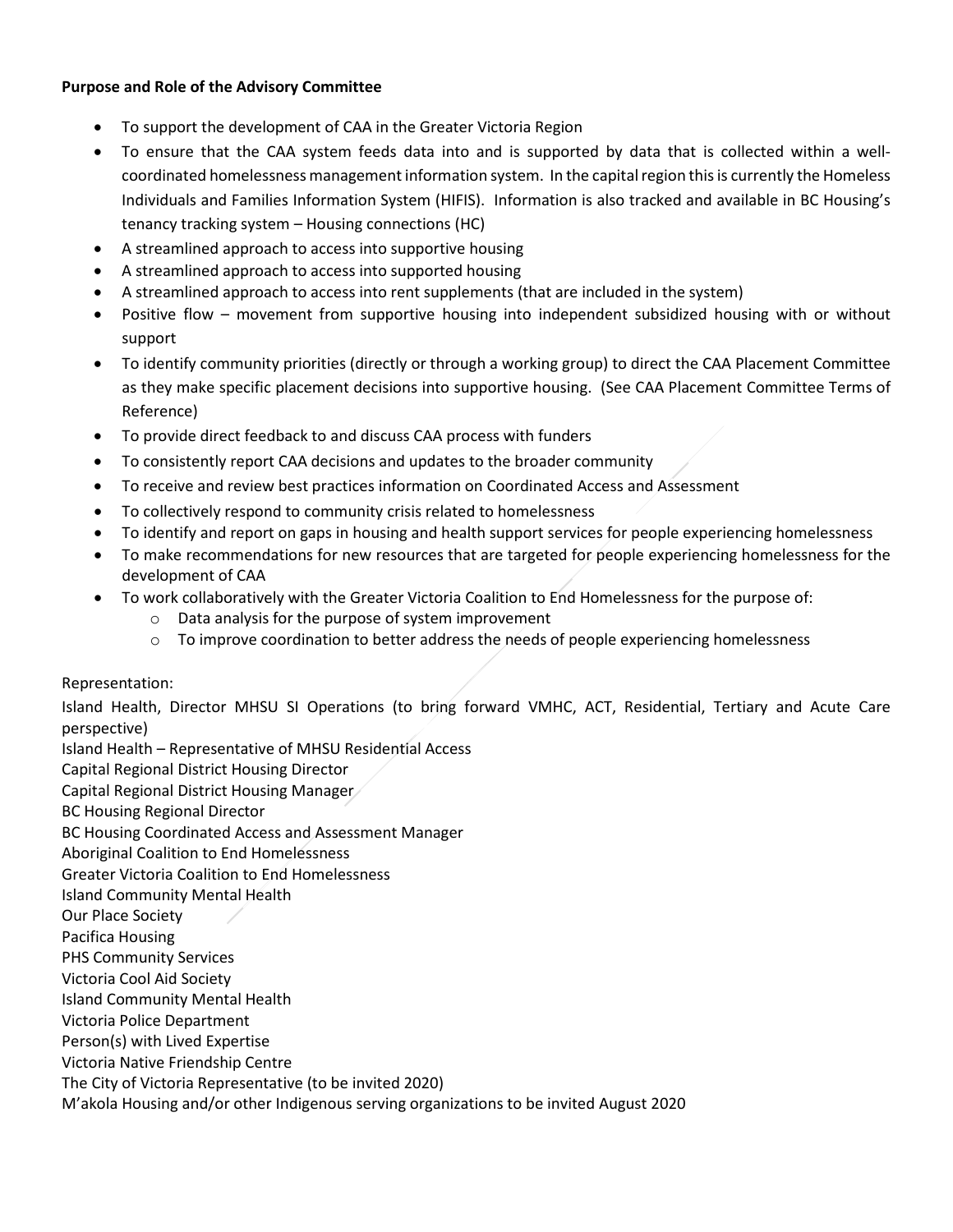**Purpose and Role of the Advisory Committee**

- To support the development of CAA in the Greater Victoria Region
- To ensure that the CAA system feeds data into and is supported by data that is collected within a well-coordinated homelessness management information system. In the capital region this is currently the Homeless Individuals and Families Information System (HIFIS). Information is also tracked and available in BC Housing's tenancy tracking system – Housing connections (HC)
- A streamlined approach to access into supportive housing
- A streamlined approach to access into supported housing
- A streamlined approach to access into rent supplements (that are included in the system)
- Positive flow – movement from supportive housing into independent subsidized housing with or without support
- To identify community priorities (directly or through a working group) to direct the CAA Placement Committee as they make specific placement decisions into supportive housing. (See CAA Placement Committee Terms of Reference)
- To provide direct feedback to and discuss CAA process with funders
- To consistently report CAA decisions and updates to the broader community
- To receive and review best practices information on Coordinated Access and Assessment
- To collectively respond to community crisis related to homelessness
- To identify and report on gaps in housing and health support services for people experiencing homelessness
- To make recommendations for new resources that are targeted for people experiencing homelessness for the development of CAA
- To work collaboratively with the Greater Victoria Coalition to End Homelessness for the purpose of:
  - Data analysis for the purpose of system improvement
  - To improve coordination to better address the needs of people experiencing homelessness

Representation:

Island Health, Director MHSU SI Operations (to bring forward VMHC, ACT, Residential, Tertiary and Acute Care perspective)
Island Health – Representative of MHSU Residential Access
Capital Regional District Housing Director
Capital Regional District Housing Manager
BC Housing Regional Director
BC Housing Coordinated Access and Assessment Manager
Aboriginal Coalition to End Homelessness
Greater Victoria Coalition to End Homelessness
Island Community Mental Health
Our Place Society
Pacifica Housing
PHS Community Services
Victoria Cool Aid Society
Island Community Mental Health
Victoria Police Department
Person(s) with Lived Expertise
Victoria Native Friendship Centre
The City of Victoria Representative (to be invited 2020)
M'akola Housing and/or other Indigenous serving organizations to be invited August 2020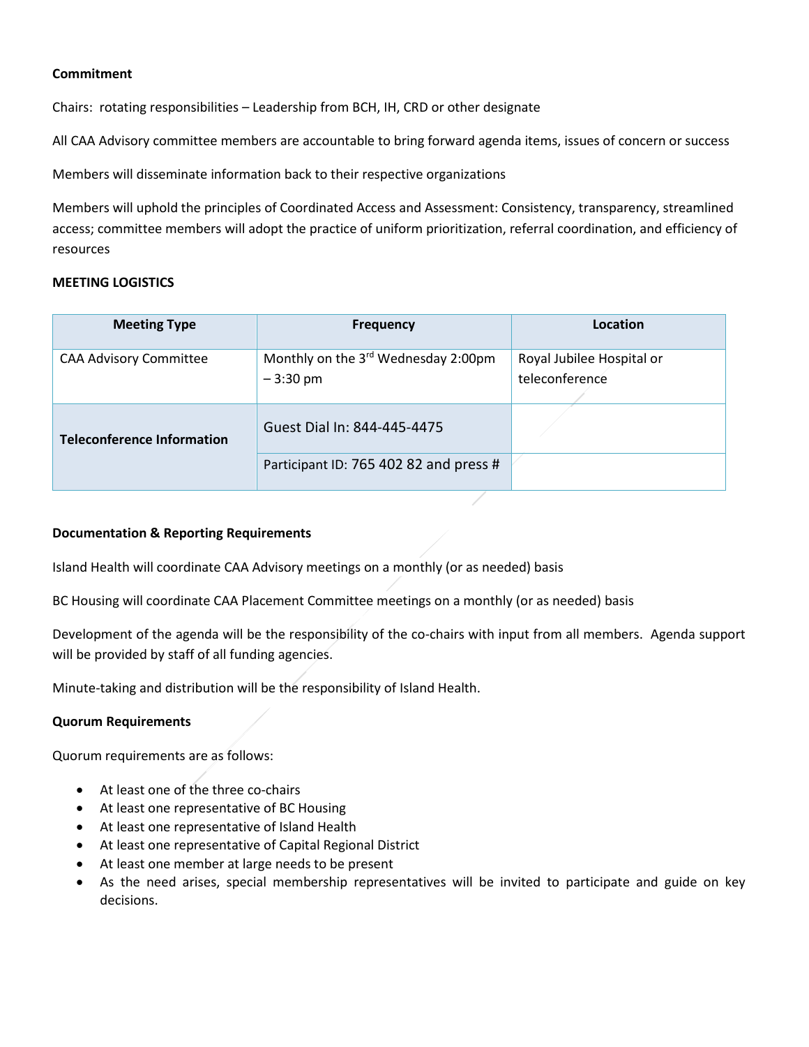**Commitment**

Chairs: rotating responsibilities – Leadership from BCH, IH, CRD or other designate

All CAA Advisory committee members are accountable to bring forward agenda items, issues of concern or success

Members will disseminate information back to their respective organizations

Members will uphold the principles of Coordinated Access and Assessment: Consistency, transparency, streamlined access; committee members will adopt the practice of uniform prioritization, referral coordination, and efficiency of resources

**MEETING LOGISTICS**

| Meeting Type | Frequency | Location |
|---|---|---|
| CAA Advisory Committee | Monthly on the 3rd Wednesday 2:00pm – 3:30 pm | Royal Jubilee Hospital or teleconference |
| **Teleconference Information** | Guest Dial In: 844-445-4475 | |
| | Participant ID: 765 402 82 and press # | |

**Documentation & Reporting Requirements**

Island Health will coordinate CAA Advisory meetings on a monthly (or as needed) basis

BC Housing will coordinate CAA Placement Committee meetings on a monthly (or as needed) basis

Development of the agenda will be the responsibility of the co-chairs with input from all members. Agenda support will be provided by staff of all funding agencies.

Minute-taking and distribution will be the responsibility of Island Health.

**Quorum Requirements**

Quorum requirements are as follows:

- At least one of the three co-chairs
- At least one representative of BC Housing
- At least one representative of Island Health
- At least one representative of Capital Regional District
- At least one member at large needs to be present
- As the need arises, special membership representatives will be invited to participate and guide on key decisions.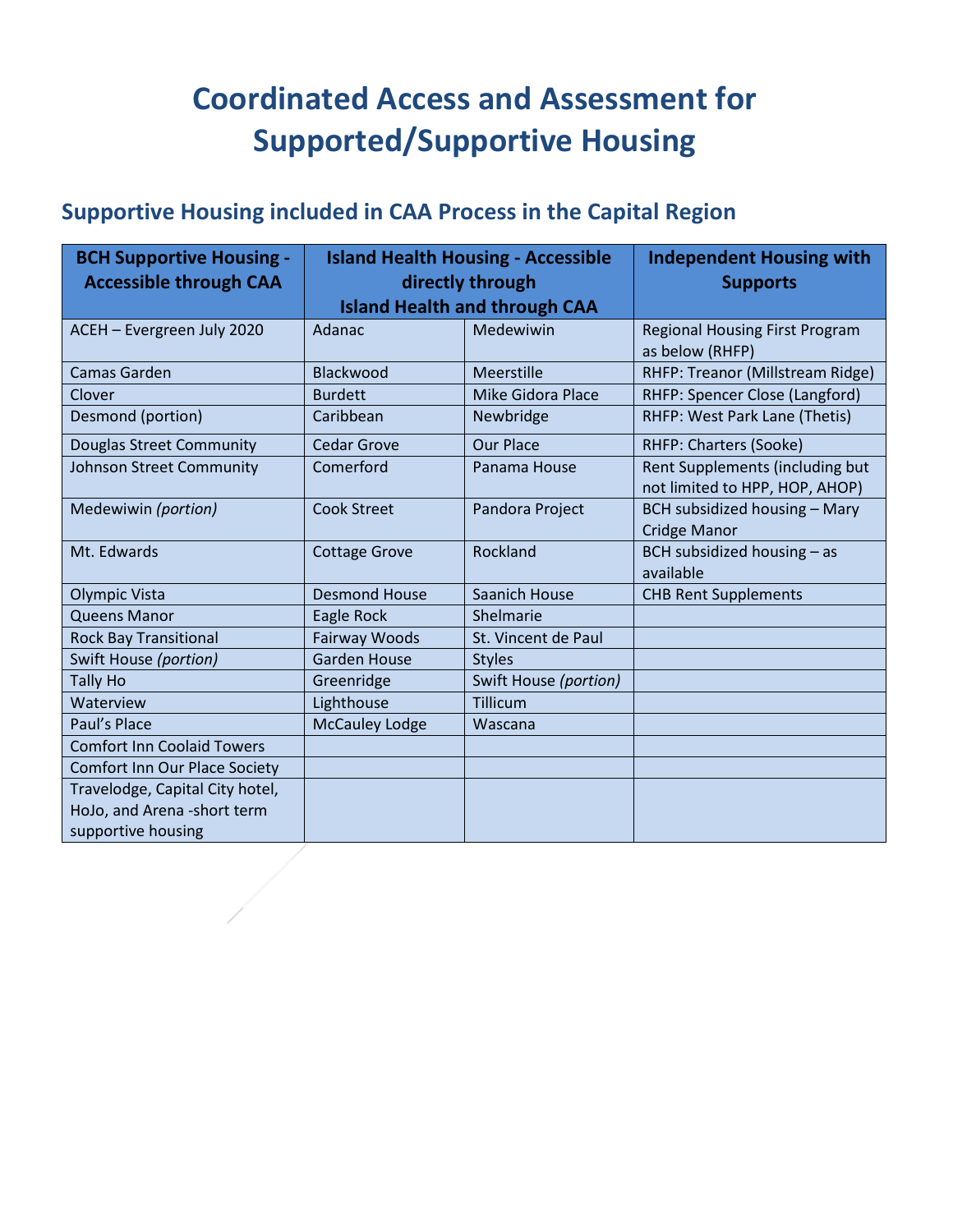# Coordinated Access and Assessment for Supported/Supportive Housing

## Supportive Housing included in CAA Process in the Capital Region

| BCH Supportive Housing - Accessible through CAA | Island Health Housing - Accessible directly through Island Health and through CAA | | Independent Housing with Supports |
|---|---|---|---|
| ACEH – Evergreen July 2020 | Adanac | Medewiwin | Regional Housing First Program as below (RHFP) |
| Camas Garden | Blackwood | Meerstille | RHFP: Treanor (Millstream Ridge) |
| Clover | Burdett | Mike Gidora Place | RHFP: Spencer Close (Langford) |
| Desmond (portion) | Caribbean | Newbridge | RHFP: West Park Lane (Thetis) |
| Douglas Street Community | Cedar Grove | Our Place | RHFP: Charters (Sooke) |
| Johnson Street Community | Comerford | Panama House | Rent Supplements (including but not limited to HPP, HOP, AHOP) |
| Medewiwin *(portion)* | Cook Street | Pandora Project | BCH subsidized housing – Mary Cridge Manor |
| Mt. Edwards | Cottage Grove | Rockland | BCH subsidized housing – as available |
| Olympic Vista | Desmond House | Saanich House | CHB Rent Supplements |
| Queens Manor | Eagle Rock | Shelmarie | |
| Rock Bay Transitional | Fairway Woods | St. Vincent de Paul | |
| Swift House *(portion)* | Garden House | Styles | |
| Tally Ho | Greenridge | Swift House *(portion)* | |
| Waterview | Lighthouse | Tillicum | |
| Paul's Place | McCauley Lodge | Wascana | |
| Comfort Inn Coolaid Towers | | | |
| Comfort Inn Our Place Society | | | |
| Travelodge, Capital City hotel, HoJo, and Arena -short term supportive housing | | | |